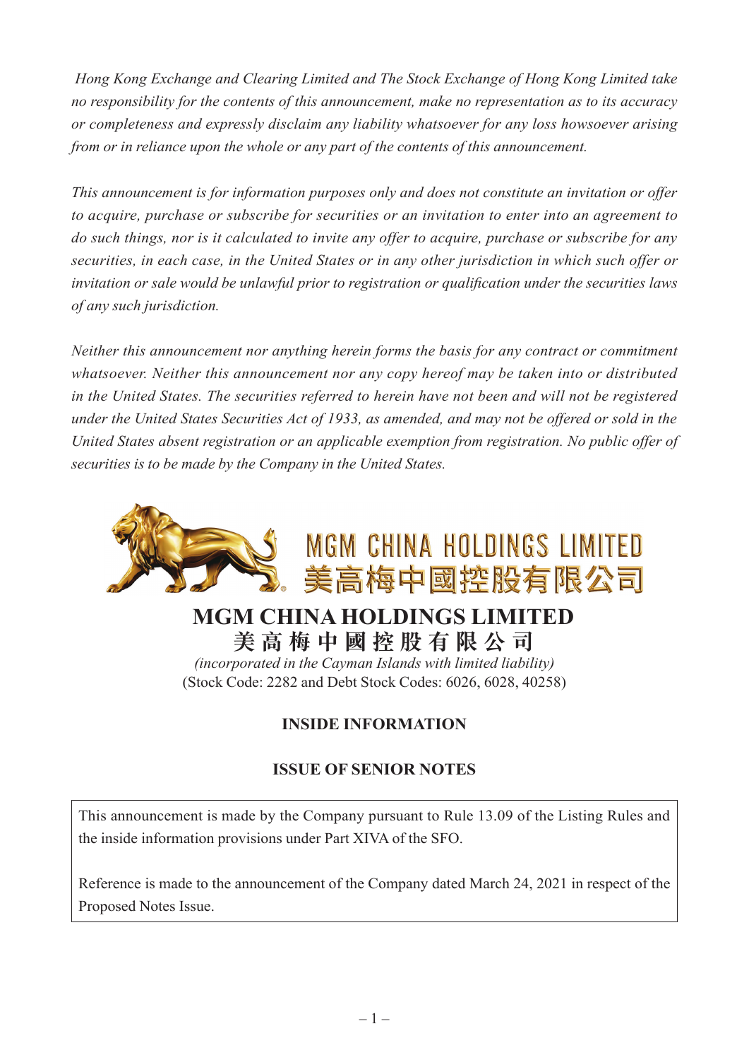*Hong Kong Exchange and Clearing Limited and The Stock Exchange of Hong Kong Limited take no responsibility for the contents of this announcement, make no representation as to its accuracy or completeness and expressly disclaim any liability whatsoever for any loss howsoever arising from or in reliance upon the whole or any part of the contents of this announcement.*

*This announcement is for information purposes only and does not constitute an invitation or offer to acquire, purchase or subscribe for securities or an invitation to enter into an agreement to do such things, nor is it calculated to invite any offer to acquire, purchase or subscribe for any securities, in each case, in the United States or in any other jurisdiction in which such offer or invitation or sale would be unlawful prior to registration or qualification under the securities laws of any such jurisdiction.*

*Neither this announcement nor anything herein forms the basis for any contract or commitment whatsoever. Neither this announcement nor any copy hereof may be taken into or distributed in the United States. The securities referred to herein have not been and will not be registered under the United States Securities Act of 1933, as amended, and may not be offered or sold in the United States absent registration or an applicable exemption from registration. No public offer of securities is to be made by the Company in the United States.*

MGM CHINA HOLDINGS LIMITED
美高梅中國控股有限公司

# MGM CHINA HOLDINGS LIMITED
# 美高梅中國控股有限公司

*(incorporated in the Cayman Islands with limited liability)*
(Stock Code: 2282 and Debt Stock Codes: 6026, 6028, 40258)

## INSIDE INFORMATION

## ISSUE OF SENIOR NOTES

This announcement is made by the Company pursuant to Rule 13.09 of the Listing Rules and the inside information provisions under Part XIVA of the SFO.

Reference is made to the announcement of the Company dated March 24, 2021 in respect of the Proposed Notes Issue.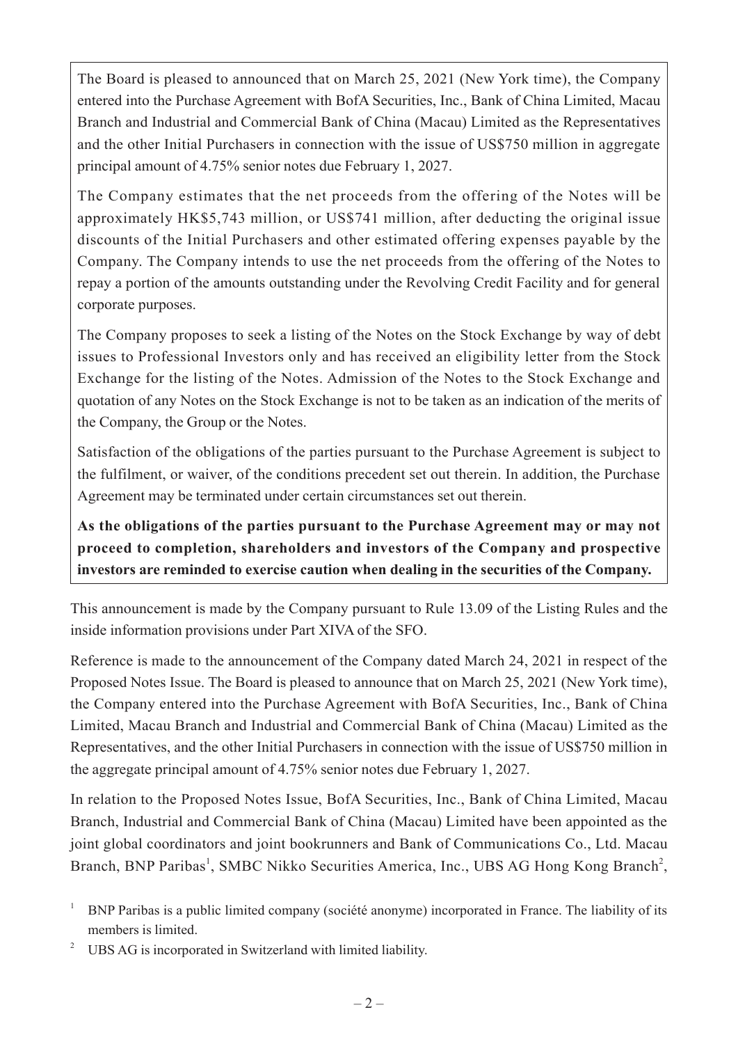The Board is pleased to announced that on March 25, 2021 (New York time), the Company entered into the Purchase Agreement with BofA Securities, Inc., Bank of China Limited, Macau Branch and Industrial and Commercial Bank of China (Macau) Limited as the Representatives and the other Initial Purchasers in connection with the issue of US$750 million in aggregate principal amount of 4.75% senior notes due February 1, 2027.

The Company estimates that the net proceeds from the offering of the Notes will be approximately HK$5,743 million, or US$741 million, after deducting the original issue discounts of the Initial Purchasers and other estimated offering expenses payable by the Company. The Company intends to use the net proceeds from the offering of the Notes to repay a portion of the amounts outstanding under the Revolving Credit Facility and for general corporate purposes.

The Company proposes to seek a listing of the Notes on the Stock Exchange by way of debt issues to Professional Investors only and has received an eligibility letter from the Stock Exchange for the listing of the Notes. Admission of the Notes to the Stock Exchange and quotation of any Notes on the Stock Exchange is not to be taken as an indication of the merits of the Company, the Group or the Notes.

Satisfaction of the obligations of the parties pursuant to the Purchase Agreement is subject to the fulfilment, or waiver, of the conditions precedent set out therein. In addition, the Purchase Agreement may be terminated under certain circumstances set out therein.

**As the obligations of the parties pursuant to the Purchase Agreement may or may not proceed to completion, shareholders and investors of the Company and prospective investors are reminded to exercise caution when dealing in the securities of the Company.**

This announcement is made by the Company pursuant to Rule 13.09 of the Listing Rules and the inside information provisions under Part XIVA of the SFO.

Reference is made to the announcement of the Company dated March 24, 2021 in respect of the Proposed Notes Issue. The Board is pleased to announce that on March 25, 2021 (New York time), the Company entered into the Purchase Agreement with BofA Securities, Inc., Bank of China Limited, Macau Branch and Industrial and Commercial Bank of China (Macau) Limited as the Representatives, and the other Initial Purchasers in connection with the issue of US$750 million in the aggregate principal amount of 4.75% senior notes due February 1, 2027.

In relation to the Proposed Notes Issue, BofA Securities, Inc., Bank of China Limited, Macau Branch, Industrial and Commercial Bank of China (Macau) Limited have been appointed as the joint global coordinators and joint bookrunners and Bank of Communications Co., Ltd. Macau Branch, BNP Paribas[1], SMBC Nikko Securities America, Inc., UBS AG Hong Kong Branch[2],

[1] BNP Paribas is a public limited company (société anonyme) incorporated in France. The liability of its members is limited.

[2] UBS AG is incorporated in Switzerland with limited liability.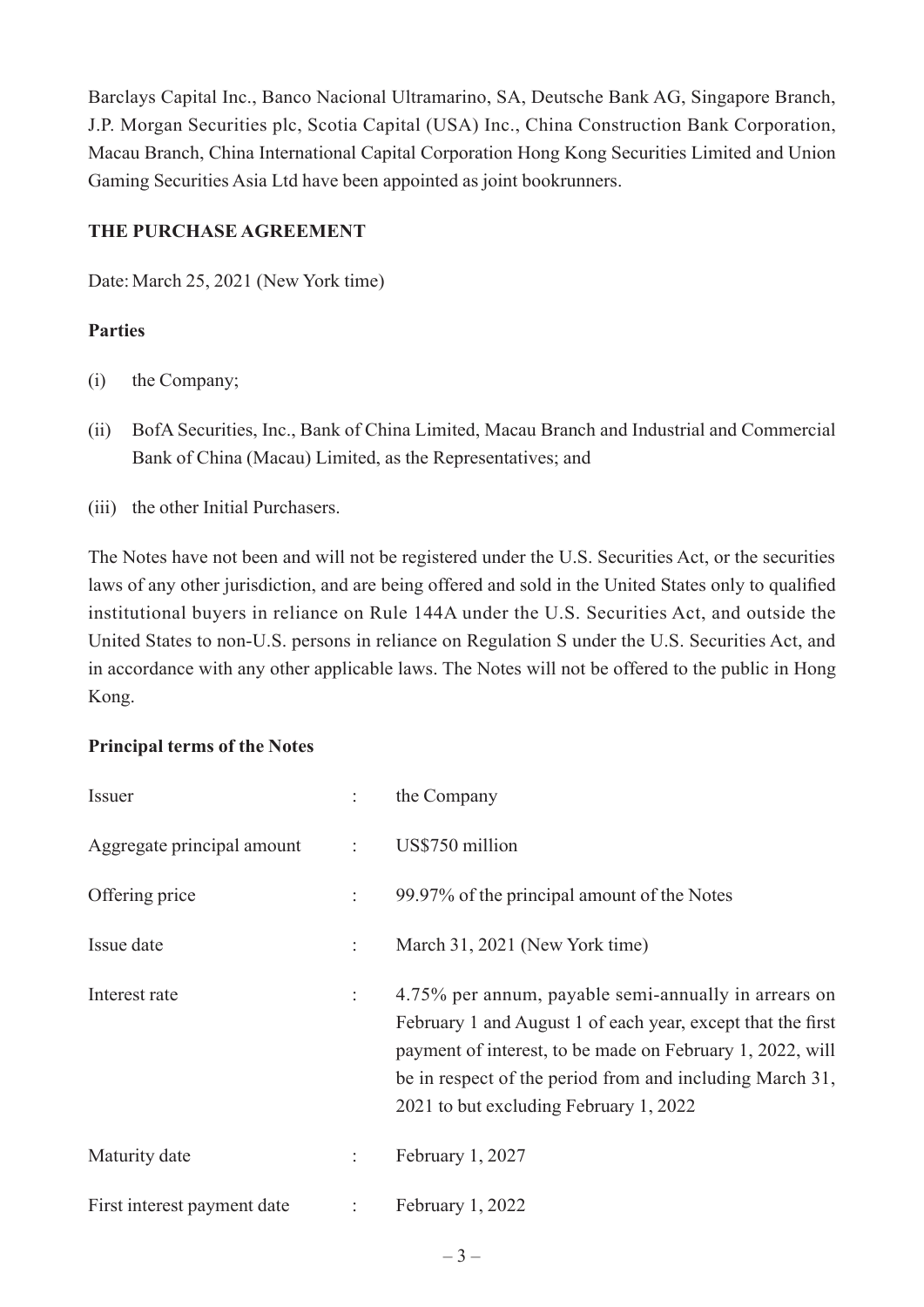Barclays Capital Inc., Banco Nacional Ultramarino, SA, Deutsche Bank AG, Singapore Branch, J.P. Morgan Securities plc, Scotia Capital (USA) Inc., China Construction Bank Corporation, Macau Branch, China International Capital Corporation Hong Kong Securities Limited and Union Gaming Securities Asia Ltd have been appointed as joint bookrunners.

## THE PURCHASE AGREEMENT

Date: March 25, 2021 (New York time)

### Parties

(i) the Company;

(ii) BofA Securities, Inc., Bank of China Limited, Macau Branch and Industrial and Commercial Bank of China (Macau) Limited, as the Representatives; and

(iii) the other Initial Purchasers.

The Notes have not been and will not be registered under the U.S. Securities Act, or the securities laws of any other jurisdiction, and are being offered and sold in the United States only to qualified institutional buyers in reliance on Rule 144A under the U.S. Securities Act, and outside the United States to non-U.S. persons in reliance on Regulation S under the U.S. Securities Act, and in accordance with any other applicable laws. The Notes will not be offered to the public in Hong Kong.

### Principal terms of the Notes

| | | |
|---|---|---|
| Issuer | : | the Company |
| Aggregate principal amount | : | US$750 million |
| Offering price | : | 99.97% of the principal amount of the Notes |
| Issue date | : | March 31, 2021 (New York time) |
| Interest rate | : | 4.75% per annum, payable semi-annually in arrears on February 1 and August 1 of each year, except that the first payment of interest, to be made on February 1, 2022, will be in respect of the period from and including March 31, 2021 to but excluding February 1, 2022 |
| Maturity date | : | February 1, 2027 |
| First interest payment date | : | February 1, 2022 |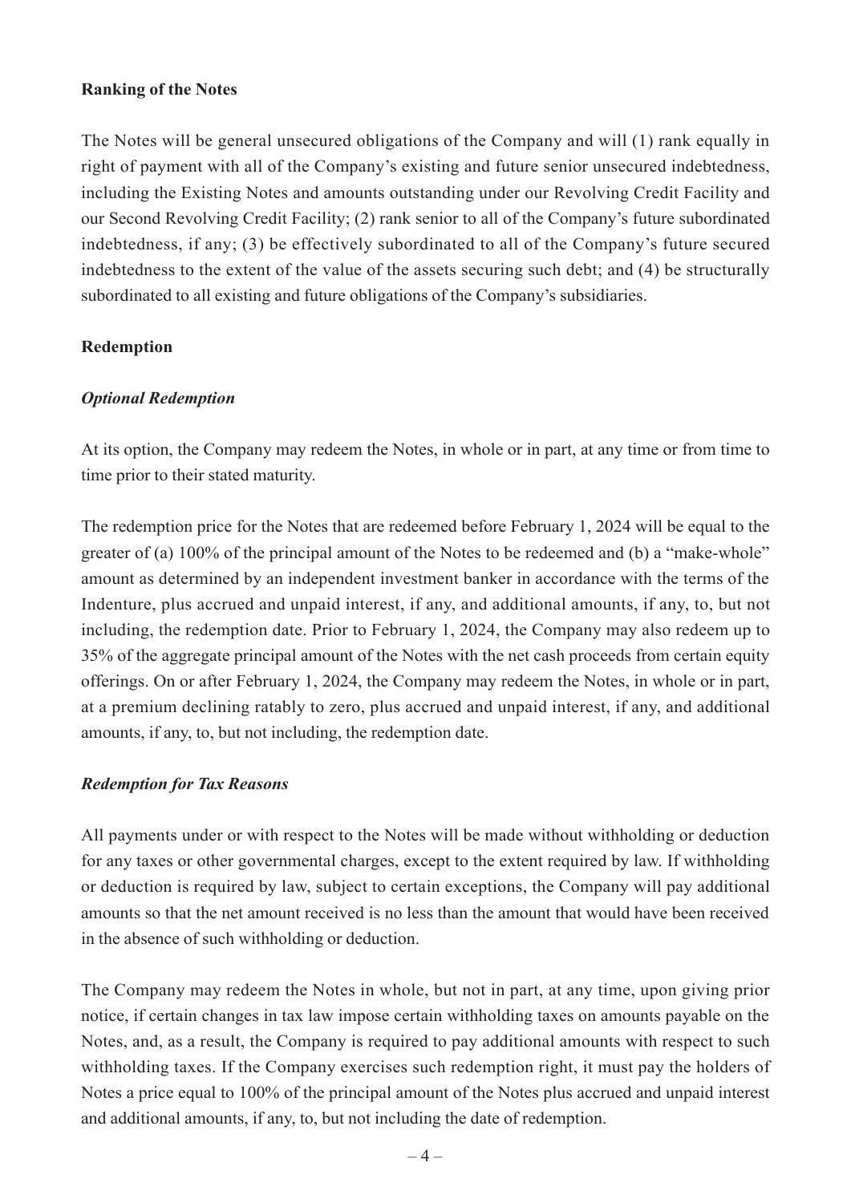**Ranking of the Notes**

The Notes will be general unsecured obligations of the Company and will (1) rank equally in right of payment with all of the Company's existing and future senior unsecured indebtedness, including the Existing Notes and amounts outstanding under our Revolving Credit Facility and our Second Revolving Credit Facility; (2) rank senior to all of the Company's future subordinated indebtedness, if any; (3) be effectively subordinated to all of the Company's future secured indebtedness to the extent of the value of the assets securing such debt; and (4) be structurally subordinated to all existing and future obligations of the Company's subsidiaries.

**Redemption**

***Optional Redemption***

At its option, the Company may redeem the Notes, in whole or in part, at any time or from time to time prior to their stated maturity.

The redemption price for the Notes that are redeemed before February 1, 2024 will be equal to the greater of (a) 100% of the principal amount of the Notes to be redeemed and (b) a "make-whole" amount as determined by an independent investment banker in accordance with the terms of the Indenture, plus accrued and unpaid interest, if any, and additional amounts, if any, to, but not including, the redemption date. Prior to February 1, 2024, the Company may also redeem up to 35% of the aggregate principal amount of the Notes with the net cash proceeds from certain equity offerings. On or after February 1, 2024, the Company may redeem the Notes, in whole or in part, at a premium declining ratably to zero, plus accrued and unpaid interest, if any, and additional amounts, if any, to, but not including, the redemption date.

***Redemption for Tax Reasons***

All payments under or with respect to the Notes will be made without withholding or deduction for any taxes or other governmental charges, except to the extent required by law. If withholding or deduction is required by law, subject to certain exceptions, the Company will pay additional amounts so that the net amount received is no less than the amount that would have been received in the absence of such withholding or deduction.

The Company may redeem the Notes in whole, but not in part, at any time, upon giving prior notice, if certain changes in tax law impose certain withholding taxes on amounts payable on the Notes, and, as a result, the Company is required to pay additional amounts with respect to such withholding taxes. If the Company exercises such redemption right, it must pay the holders of Notes a price equal to 100% of the principal amount of the Notes plus accrued and unpaid interest and additional amounts, if any, to, but not including the date of redemption.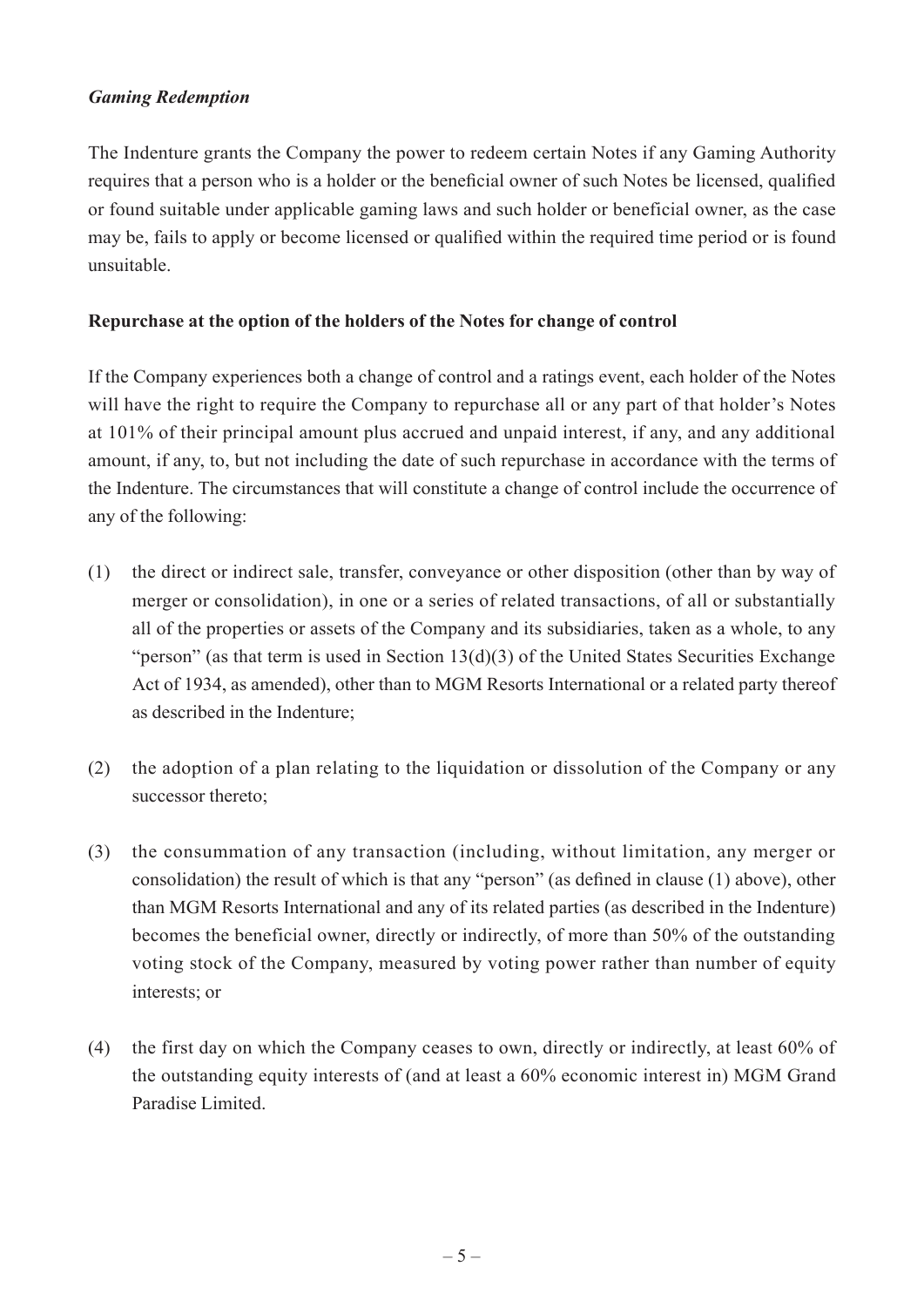***Gaming Redemption***

The Indenture grants the Company the power to redeem certain Notes if any Gaming Authority requires that a person who is a holder or the beneficial owner of such Notes be licensed, qualified or found suitable under applicable gaming laws and such holder or beneficial owner, as the case may be, fails to apply or become licensed or qualified within the required time period or is found unsuitable.

**Repurchase at the option of the holders of the Notes for change of control**

If the Company experiences both a change of control and a ratings event, each holder of the Notes will have the right to require the Company to repurchase all or any part of that holder's Notes at 101% of their principal amount plus accrued and unpaid interest, if any, and any additional amount, if any, to, but not including the date of such repurchase in accordance with the terms of the Indenture. The circumstances that will constitute a change of control include the occurrence of any of the following:

(1) the direct or indirect sale, transfer, conveyance or other disposition (other than by way of merger or consolidation), in one or a series of related transactions, of all or substantially all of the properties or assets of the Company and its subsidiaries, taken as a whole, to any "person" (as that term is used in Section 13(d)(3) of the United States Securities Exchange Act of 1934, as amended), other than to MGM Resorts International or a related party thereof as described in the Indenture;

(2) the adoption of a plan relating to the liquidation or dissolution of the Company or any successor thereto;

(3) the consummation of any transaction (including, without limitation, any merger or consolidation) the result of which is that any "person" (as defined in clause (1) above), other than MGM Resorts International and any of its related parties (as described in the Indenture) becomes the beneficial owner, directly or indirectly, of more than 50% of the outstanding voting stock of the Company, measured by voting power rather than number of equity interests; or

(4) the first day on which the Company ceases to own, directly or indirectly, at least 60% of the outstanding equity interests of (and at least a 60% economic interest in) MGM Grand Paradise Limited.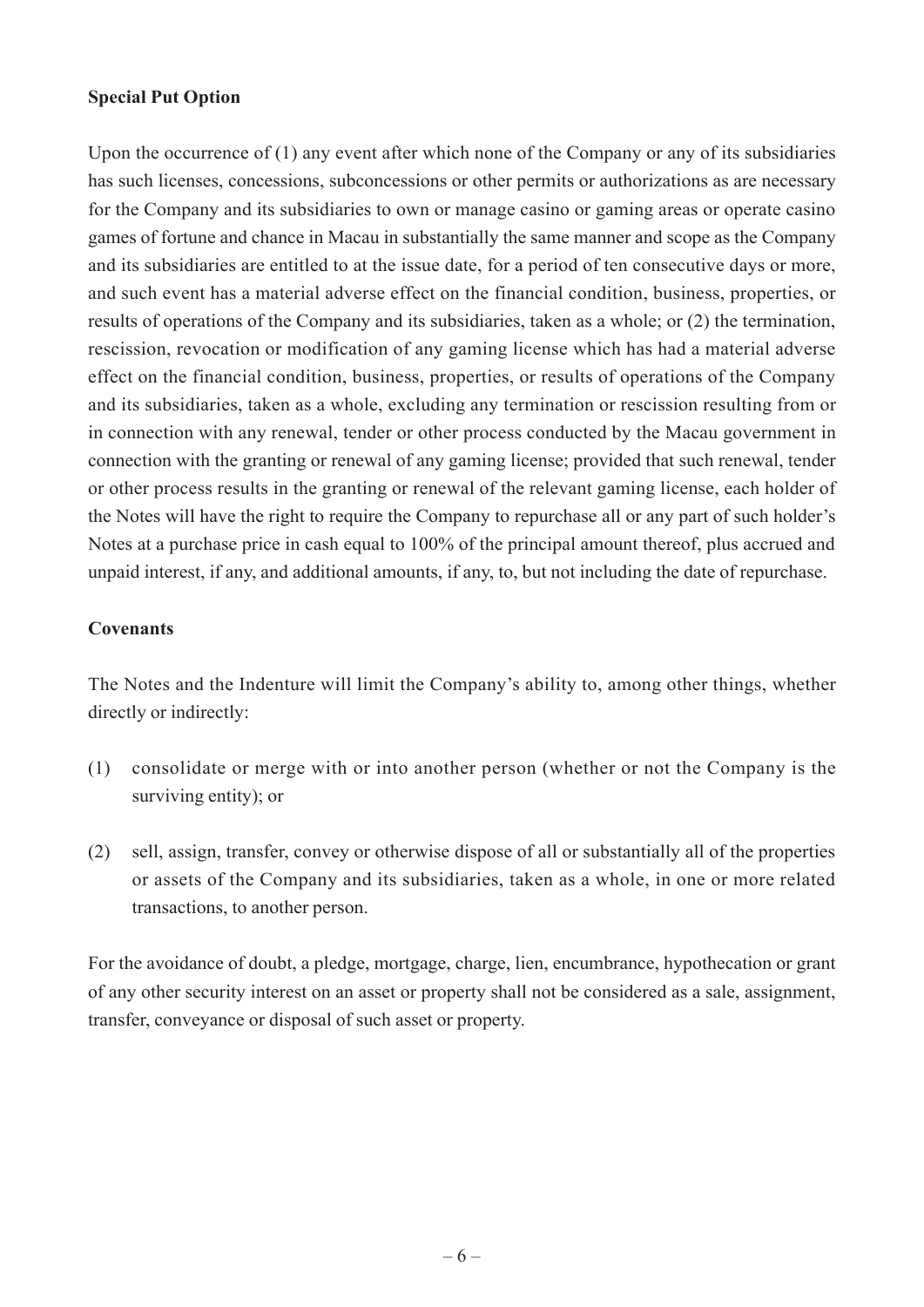**Special Put Option**

Upon the occurrence of (1) any event after which none of the Company or any of its subsidiaries has such licenses, concessions, subconcessions or other permits or authorizations as are necessary for the Company and its subsidiaries to own or manage casino or gaming areas or operate casino games of fortune and chance in Macau in substantially the same manner and scope as the Company and its subsidiaries are entitled to at the issue date, for a period of ten consecutive days or more, and such event has a material adverse effect on the financial condition, business, properties, or results of operations of the Company and its subsidiaries, taken as a whole; or (2) the termination, rescission, revocation or modification of any gaming license which has had a material adverse effect on the financial condition, business, properties, or results of operations of the Company and its subsidiaries, taken as a whole, excluding any termination or rescission resulting from or in connection with any renewal, tender or other process conducted by the Macau government in connection with the granting or renewal of any gaming license; provided that such renewal, tender or other process results in the granting or renewal of the relevant gaming license, each holder of the Notes will have the right to require the Company to repurchase all or any part of such holder's Notes at a purchase price in cash equal to 100% of the principal amount thereof, plus accrued and unpaid interest, if any, and additional amounts, if any, to, but not including the date of repurchase.

**Covenants**

The Notes and the Indenture will limit the Company's ability to, among other things, whether directly or indirectly:

(1) consolidate or merge with or into another person (whether or not the Company is the surviving entity); or

(2) sell, assign, transfer, convey or otherwise dispose of all or substantially all of the properties or assets of the Company and its subsidiaries, taken as a whole, in one or more related transactions, to another person.

For the avoidance of doubt, a pledge, mortgage, charge, lien, encumbrance, hypothecation or grant of any other security interest on an asset or property shall not be considered as a sale, assignment, transfer, conveyance or disposal of such asset or property.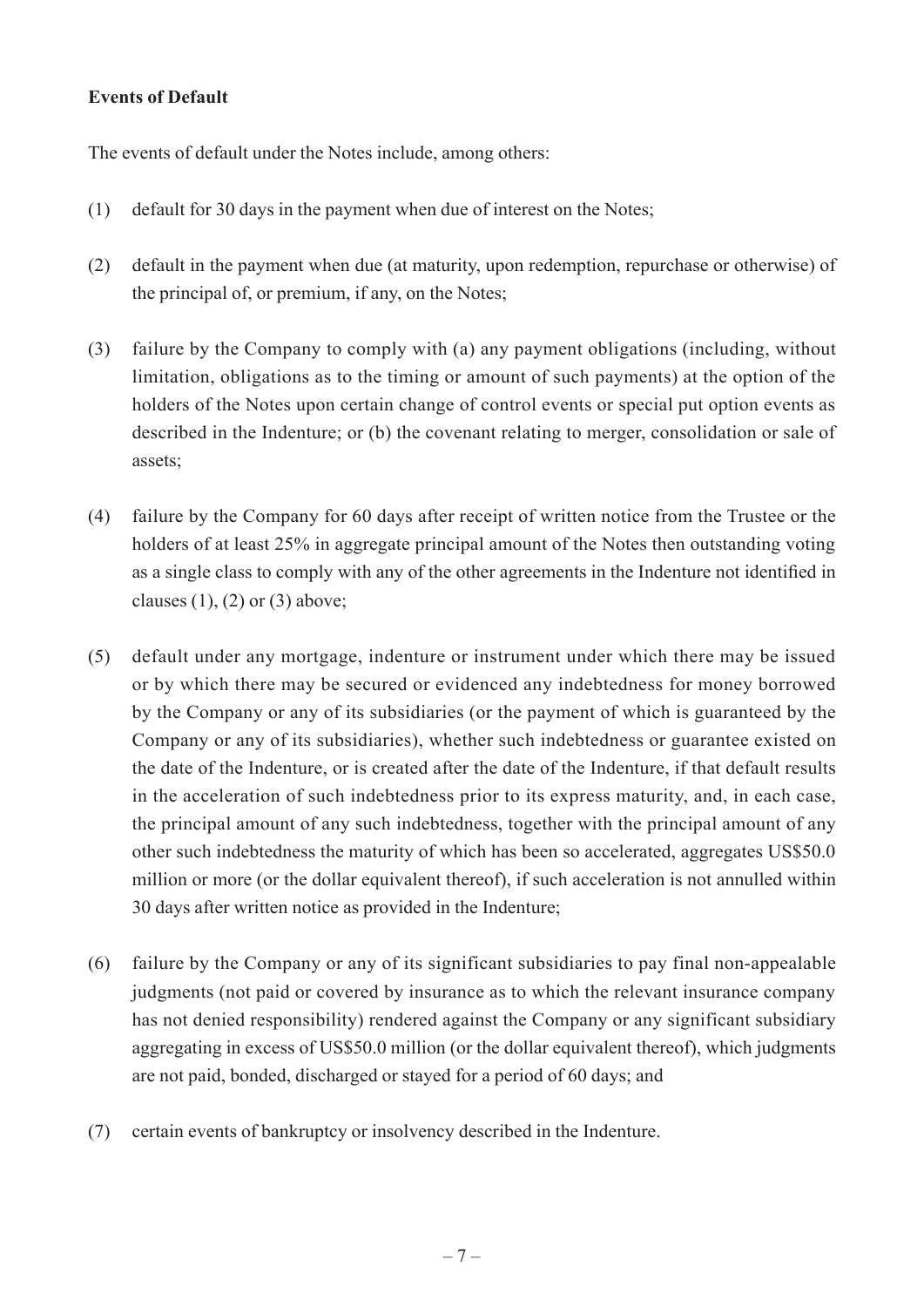**Events of Default**

The events of default under the Notes include, among others:

(1) default for 30 days in the payment when due of interest on the Notes;

(2) default in the payment when due (at maturity, upon redemption, repurchase or otherwise) of the principal of, or premium, if any, on the Notes;

(3) failure by the Company to comply with (a) any payment obligations (including, without limitation, obligations as to the timing or amount of such payments) at the option of the holders of the Notes upon certain change of control events or special put option events as described in the Indenture; or (b) the covenant relating to merger, consolidation or sale of assets;

(4) failure by the Company for 60 days after receipt of written notice from the Trustee or the holders of at least 25% in aggregate principal amount of the Notes then outstanding voting as a single class to comply with any of the other agreements in the Indenture not identified in clauses (1), (2) or (3) above;

(5) default under any mortgage, indenture or instrument under which there may be issued or by which there may be secured or evidenced any indebtedness for money borrowed by the Company or any of its subsidiaries (or the payment of which is guaranteed by the Company or any of its subsidiaries), whether such indebtedness or guarantee existed on the date of the Indenture, or is created after the date of the Indenture, if that default results in the acceleration of such indebtedness prior to its express maturity, and, in each case, the principal amount of any such indebtedness, together with the principal amount of any other such indebtedness the maturity of which has been so accelerated, aggregates US$50.0 million or more (or the dollar equivalent thereof), if such acceleration is not annulled within 30 days after written notice as provided in the Indenture;

(6) failure by the Company or any of its significant subsidiaries to pay final non-appealable judgments (not paid or covered by insurance as to which the relevant insurance company has not denied responsibility) rendered against the Company or any significant subsidiary aggregating in excess of US$50.0 million (or the dollar equivalent thereof), which judgments are not paid, bonded, discharged or stayed for a period of 60 days; and

(7) certain events of bankruptcy or insolvency described in the Indenture.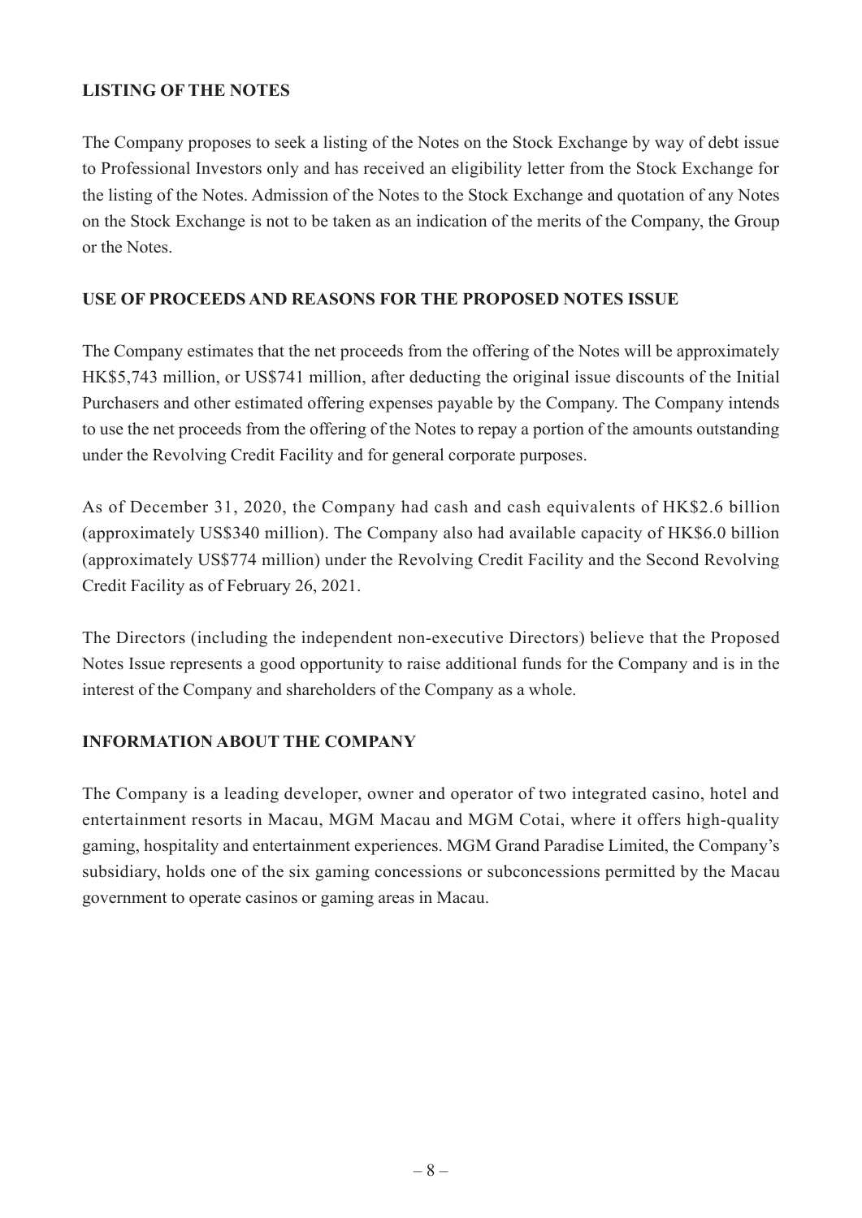## LISTING OF THE NOTES

The Company proposes to seek a listing of the Notes on the Stock Exchange by way of debt issue to Professional Investors only and has received an eligibility letter from the Stock Exchange for the listing of the Notes. Admission of the Notes to the Stock Exchange and quotation of any Notes on the Stock Exchange is not to be taken as an indication of the merits of the Company, the Group or the Notes.

## USE OF PROCEEDS AND REASONS FOR THE PROPOSED NOTES ISSUE

The Company estimates that the net proceeds from the offering of the Notes will be approximately HK$5,743 million, or US$741 million, after deducting the original issue discounts of the Initial Purchasers and other estimated offering expenses payable by the Company. The Company intends to use the net proceeds from the offering of the Notes to repay a portion of the amounts outstanding under the Revolving Credit Facility and for general corporate purposes.

As of December 31, 2020, the Company had cash and cash equivalents of HK$2.6 billion (approximately US$340 million). The Company also had available capacity of HK$6.0 billion (approximately US$774 million) under the Revolving Credit Facility and the Second Revolving Credit Facility as of February 26, 2021.

The Directors (including the independent non-executive Directors) believe that the Proposed Notes Issue represents a good opportunity to raise additional funds for the Company and is in the interest of the Company and shareholders of the Company as a whole.

## INFORMATION ABOUT THE COMPANY

The Company is a leading developer, owner and operator of two integrated casino, hotel and entertainment resorts in Macau, MGM Macau and MGM Cotai, where it offers high-quality gaming, hospitality and entertainment experiences. MGM Grand Paradise Limited, the Company's subsidiary, holds one of the six gaming concessions or subconcessions permitted by the Macau government to operate casinos or gaming areas in Macau.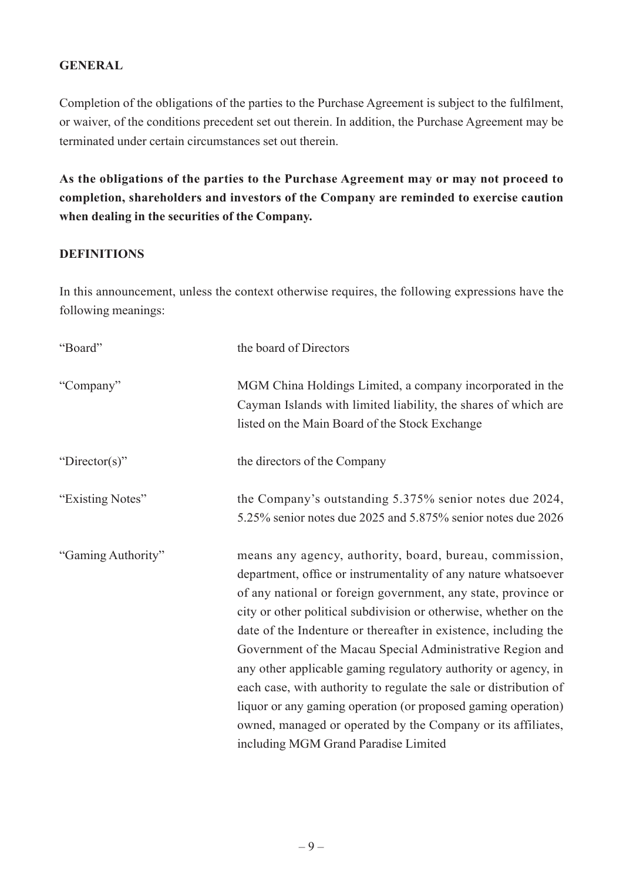## GENERAL

Completion of the obligations of the parties to the Purchase Agreement is subject to the fulfilment, or waiver, of the conditions precedent set out therein. In addition, the Purchase Agreement may be terminated under certain circumstances set out therein.

**As the obligations of the parties to the Purchase Agreement may or may not proceed to completion, shareholders and investors of the Company are reminded to exercise caution when dealing in the securities of the Company.**

## DEFINITIONS

In this announcement, unless the context otherwise requires, the following expressions have the following meanings:

| | |
|---|---|
| "Board" | the board of Directors |
| "Company" | MGM China Holdings Limited, a company incorporated in the Cayman Islands with limited liability, the shares of which are listed on the Main Board of the Stock Exchange |
| "Director(s)" | the directors of the Company |
| "Existing Notes" | the Company's outstanding 5.375% senior notes due 2024, 5.25% senior notes due 2025 and 5.875% senior notes due 2026 |
| "Gaming Authority" | means any agency, authority, board, bureau, commission, department, office or instrumentality of any nature whatsoever of any national or foreign government, any state, province or city or other political subdivision or otherwise, whether on the date of the Indenture or thereafter in existence, including the Government of the Macau Special Administrative Region and any other applicable gaming regulatory authority or agency, in each case, with authority to regulate the sale or distribution of liquor or any gaming operation (or proposed gaming operation) owned, managed or operated by the Company or its affiliates, including MGM Grand Paradise Limited |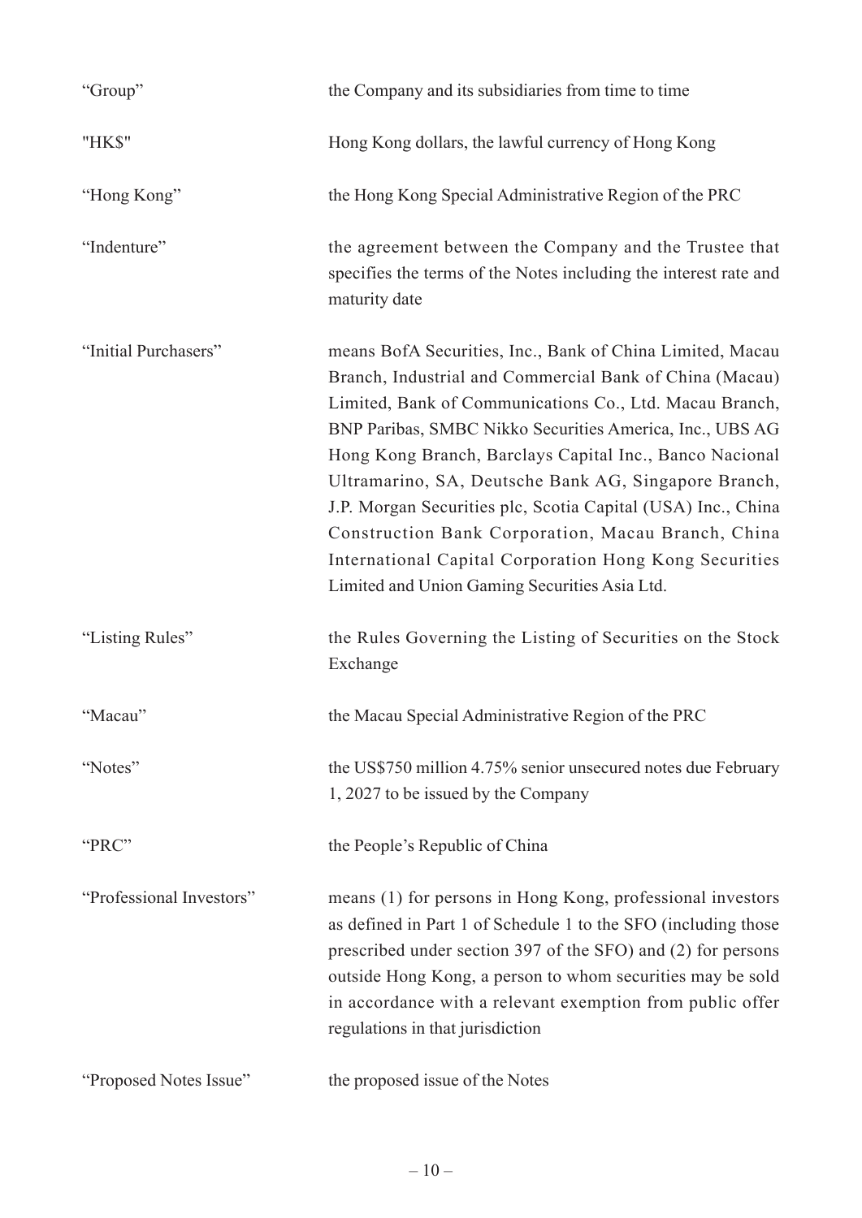| | |
|---|---|
| "Group" | the Company and its subsidiaries from time to time |
| "HK$" | Hong Kong dollars, the lawful currency of Hong Kong |
| "Hong Kong" | the Hong Kong Special Administrative Region of the PRC |
| "Indenture" | the agreement between the Company and the Trustee that specifies the terms of the Notes including the interest rate and maturity date |
| "Initial Purchasers" | means BofA Securities, Inc., Bank of China Limited, Macau Branch, Industrial and Commercial Bank of China (Macau) Limited, Bank of Communications Co., Ltd. Macau Branch, BNP Paribas, SMBC Nikko Securities America, Inc., UBS AG Hong Kong Branch, Barclays Capital Inc., Banco Nacional Ultramarino, SA, Deutsche Bank AG, Singapore Branch, J.P. Morgan Securities plc, Scotia Capital (USA) Inc., China Construction Bank Corporation, Macau Branch, China International Capital Corporation Hong Kong Securities Limited and Union Gaming Securities Asia Ltd. |
| "Listing Rules" | the Rules Governing the Listing of Securities on the Stock Exchange |
| "Macau" | the Macau Special Administrative Region of the PRC |
| "Notes" | the US$750 million 4.75% senior unsecured notes due February 1, 2027 to be issued by the Company |
| "PRC" | the People's Republic of China |
| "Professional Investors" | means (1) for persons in Hong Kong, professional investors as defined in Part 1 of Schedule 1 to the SFO (including those prescribed under section 397 of the SFO) and (2) for persons outside Hong Kong, a person to whom securities may be sold in accordance with a relevant exemption from public offer regulations in that jurisdiction |
| "Proposed Notes Issue" | the proposed issue of the Notes |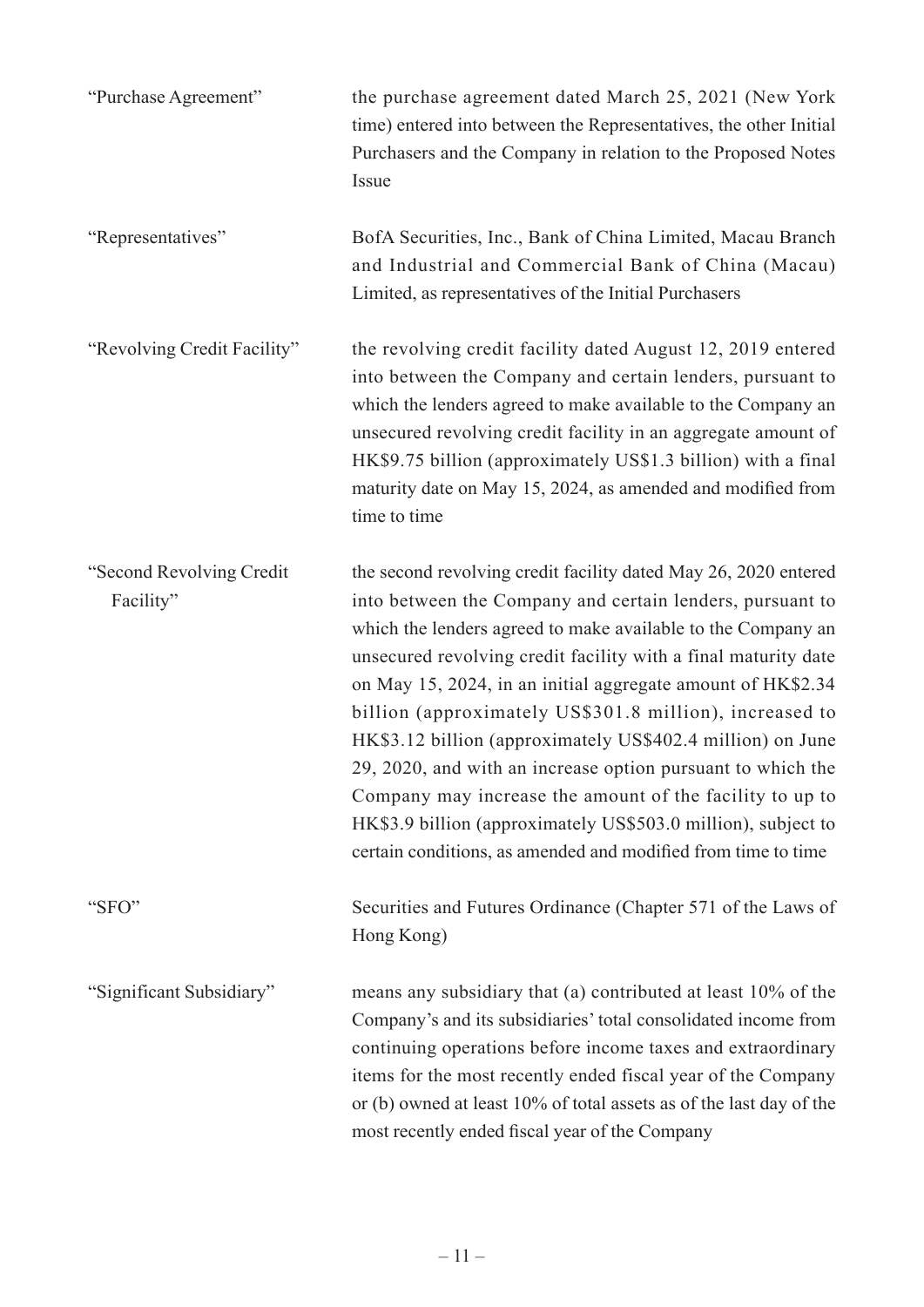| | |
|---|---|
| "Purchase Agreement" | the purchase agreement dated March 25, 2021 (New York time) entered into between the Representatives, the other Initial Purchasers and the Company in relation to the Proposed Notes Issue |
| "Representatives" | BofA Securities, Inc., Bank of China Limited, Macau Branch and Industrial and Commercial Bank of China (Macau) Limited, as representatives of the Initial Purchasers |
| "Revolving Credit Facility" | the revolving credit facility dated August 12, 2019 entered into between the Company and certain lenders, pursuant to which the lenders agreed to make available to the Company an unsecured revolving credit facility in an aggregate amount of HK$9.75 billion (approximately US$1.3 billion) with a final maturity date on May 15, 2024, as amended and modified from time to time |
| "Second Revolving Credit Facility" | the second revolving credit facility dated May 26, 2020 entered into between the Company and certain lenders, pursuant to which the lenders agreed to make available to the Company an unsecured revolving credit facility with a final maturity date on May 15, 2024, in an initial aggregate amount of HK$2.34 billion (approximately US$301.8 million), increased to HK$3.12 billion (approximately US$402.4 million) on June 29, 2020, and with an increase option pursuant to which the Company may increase the amount of the facility to up to HK$3.9 billion (approximately US$503.0 million), subject to certain conditions, as amended and modified from time to time |
| "SFO" | Securities and Futures Ordinance (Chapter 571 of the Laws of Hong Kong) |
| "Significant Subsidiary" | means any subsidiary that (a) contributed at least 10% of the Company's and its subsidiaries' total consolidated income from continuing operations before income taxes and extraordinary items for the most recently ended fiscal year of the Company or (b) owned at least 10% of total assets as of the last day of the most recently ended fiscal year of the Company |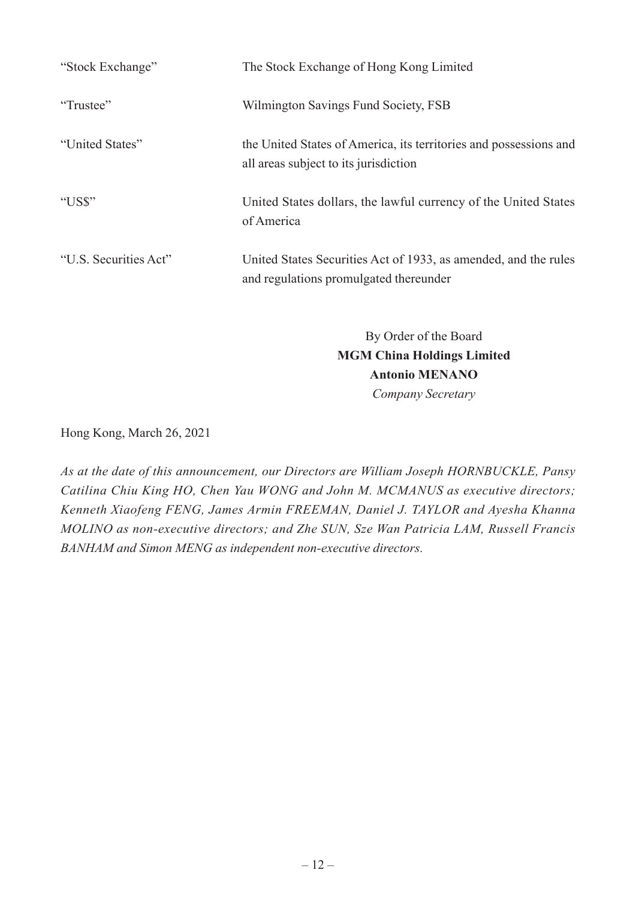| | |
|---|---|
| "Stock Exchange" | The Stock Exchange of Hong Kong Limited |
| "Trustee" | Wilmington Savings Fund Society, FSB |
| "United States" | the United States of America, its territories and possessions and all areas subject to its jurisdiction |
| "US$" | United States dollars, the lawful currency of the United States of America |
| "U.S. Securities Act" | United States Securities Act of 1933, as amended, and the rules and regulations promulgated thereunder |

By Order of the Board
**MGM China Holdings Limited**
**Antonio MENANO**
*Company Secretary*

Hong Kong, March 26, 2021

*As at the date of this announcement, our Directors are William Joseph HORNBUCKLE, Pansy Catilina Chiu King HO, Chen Yau WONG and John M. MCMANUS as executive directors; Kenneth Xiaofeng FENG, James Armin FREEMAN, Daniel J. TAYLOR and Ayesha Khanna MOLINO as non-executive directors; and Zhe SUN, Sze Wan Patricia LAM, Russell Francis BANHAM and Simon MENG as independent non-executive directors.*